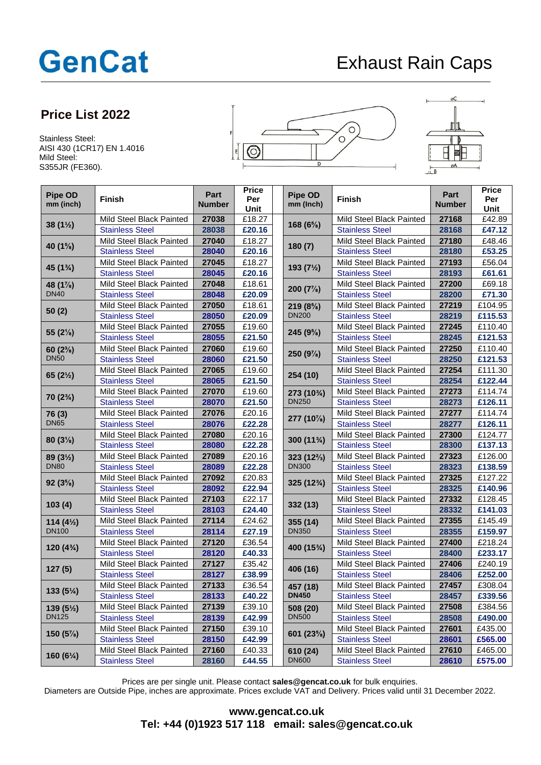# GenCat

## Exhaust Rain Caps

### Price List 2022

Stainless Steel:
AISI 430 (1CR17) EN 1.4016
Mild Steel:
S355JR (FE360).

| Pipe OD mm (inch) | Finish | Part Number | Price Per Unit | Pipe OD mm (Inch) | Finish | Part Number | Price Per Unit |
|---|---|---|---|---|---|---|---|
| 38 (1½) | Mild Steel Black Painted | 27038 | £18.27 | 168 (6⅝) | Mild Steel Black Painted | 27168 | £42.89 |
| | Stainless Steel | 28038 | £20.16 | | Stainless Steel | 28168 | £47.12 |
| 40 (1⅝) | Mild Steel Black Painted | 27040 | £18.27 | 180 (7) | Mild Steel Black Painted | 27180 | £48.46 |
| | Stainless Steel | 28040 | £20.16 | | Stainless Steel | 28180 | £53.25 |
| 45 (1¾) | Mild Steel Black Painted | 27045 | £18.27 | 193 (7½) | Mild Steel Black Painted | 27193 | £56.04 |
| | Stainless Steel | 28045 | £20.16 | | Stainless Steel | 28193 | £61.61 |
| 48 (1⅞) DN40 | Mild Steel Black Painted | 27048 | £18.61 | 200 (7⅞) | Mild Steel Black Painted | 27200 | £69.18 |
| | Stainless Steel | 28048 | £20.09 | | Stainless Steel | 28200 | £71.30 |
| 50 (2) | Mild Steel Black Painted | 27050 | £18.61 | 219 (8⅝) DN200 | Mild Steel Black Painted | 27219 | £104.95 |
| | Stainless Steel | 28050 | £20.09 | | Stainless Steel | 28219 | £115.53 |
| 55 (2⅛) | Mild Steel Black Painted | 27055 | £19.60 | 245 (9⅝) | Mild Steel Black Painted | 27245 | £110.40 |
| | Stainless Steel | 28055 | £21.50 | | Stainless Steel | 28245 | £121.53 |
| 60 (2⅜) DN50 | Mild Steel Black Painted | 27060 | £19.60 | 250 (9⅞) | Mild Steel Black Painted | 27250 | £110.40 |
| | Stainless Steel | 28060 | £21.50 | | Stainless Steel | 28250 | £121.53 |
| 65 (2½) | Mild Steel Black Painted | 27065 | £19.60 | 254 (10) | Mild Steel Black Painted | 27254 | £111.30 |
| | Stainless Steel | 28065 | £21.50 | | Stainless Steel | 28254 | £122.44 |
| 70 (2¾) | Mild Steel Black Painted | 27070 | £19.60 | 273 (10¾) DN250 | Mild Steel Black Painted | 27273 | £114.74 |
| | Stainless Steel | 28070 | £21.50 | | Stainless Steel | 28273 | £126.11 |
| 76 (3) DN65 | Mild Steel Black Painted | 27076 | £20.16 | 277 (10⅞) | Mild Steel Black Painted | 27277 | £114.74 |
| | Stainless Steel | 28076 | £22.28 | | Stainless Steel | 28277 | £126.11 |
| 80 (3⅛) | Mild Steel Black Painted | 27080 | £20.16 | 300 (11¾) | Mild Steel Black Painted | 27300 | £124.77 |
| | Stainless Steel | 28080 | £22.28 | | Stainless Steel | 28300 | £137.13 |
| 89 (3½) DN80 | Mild Steel Black Painted | 27089 | £20.16 | 323 (12⅔) DN300 | Mild Steel Black Painted | 27323 | £126.00 |
| | Stainless Steel | 28089 | £22.28 | | Stainless Steel | 28323 | £138.59 |
| 92 (3⅝) | Mild Steel Black Painted | 27092 | £20.83 | 325 (12¾) | Mild Steel Black Painted | 27325 | £127.22 |
| | Stainless Steel | 28092 | £22.94 | | Stainless Steel | 28325 | £140.96 |
| 103 (4) | Mild Steel Black Painted | 27103 | £22.17 | 332 (13) | Mild Steel Black Painted | 27332 | £128.45 |
| | Stainless Steel | 28103 | £24.40 | | Stainless Steel | 28332 | £141.03 |
| 114 (4½) DN100 | Mild Steel Black Painted | 27114 | £24.62 | 355 (14) DN350 | Mild Steel Black Painted | 27355 | £145.49 |
| | Stainless Steel | 28114 | £27.19 | | Stainless Steel | 28355 | £159.97 |
| 120 (4¾) | Mild Steel Black Painted | 27120 | £36.54 | 400 (15¾) | Mild Steel Black Painted | 27400 | £218.24 |
| | Stainless Steel | 28120 | £40.33 | | Stainless Steel | 28400 | £233.17 |
| 127 (5) | Mild Steel Black Painted | 27127 | £35.42 | 406 (16) | Mild Steel Black Painted | 27406 | £240.19 |
| | Stainless Steel | 28127 | £38.99 | | Stainless Steel | 28406 | £252.00 |
| 133 (5¼) | Mild Steel Black Painted | 27133 | £36.54 | 457 (18) DN450 | Mild Steel Black Painted | 27457 | £308.04 |
| | Stainless Steel | 28133 | £40.22 | | Stainless Steel | 28457 | £339.56 |
| 139 (5½) DN125 | Mild Steel Black Painted | 27139 | £39.10 | 508 (20) DN500 | Mild Steel Black Painted | 27508 | £384.56 |
| | Stainless Steel | 28139 | £42.99 | | Stainless Steel | 28508 | £490.00 |
| 150 (5⅞) | Mild Steel Black Painted | 27150 | £39.10 | 601 (23⅝) | Mild Steel Black Painted | 27601 | £435.00 |
| | Stainless Steel | 28150 | £42.99 | | Stainless Steel | 28601 | £565.00 |
| 160 (6¼) | Mild Steel Black Painted | 27160 | £40.33 | 610 (24) DN600 | Mild Steel Black Painted | 27610 | £465.00 |
| | Stainless Steel | 28160 | £44.55 | | Stainless Steel | 28610 | £575.00 |

Prices are per single unit. Please contact **sales@gencat.co.uk** for bulk enquiries.
Diameters are Outside Pipe, inches are approximate. Prices exclude VAT and Delivery. Prices valid until 31 December 2022.

**www.gencat.co.uk**
**Tel: +44 (0)1923 517 118 email: sales@gencat.co.uk**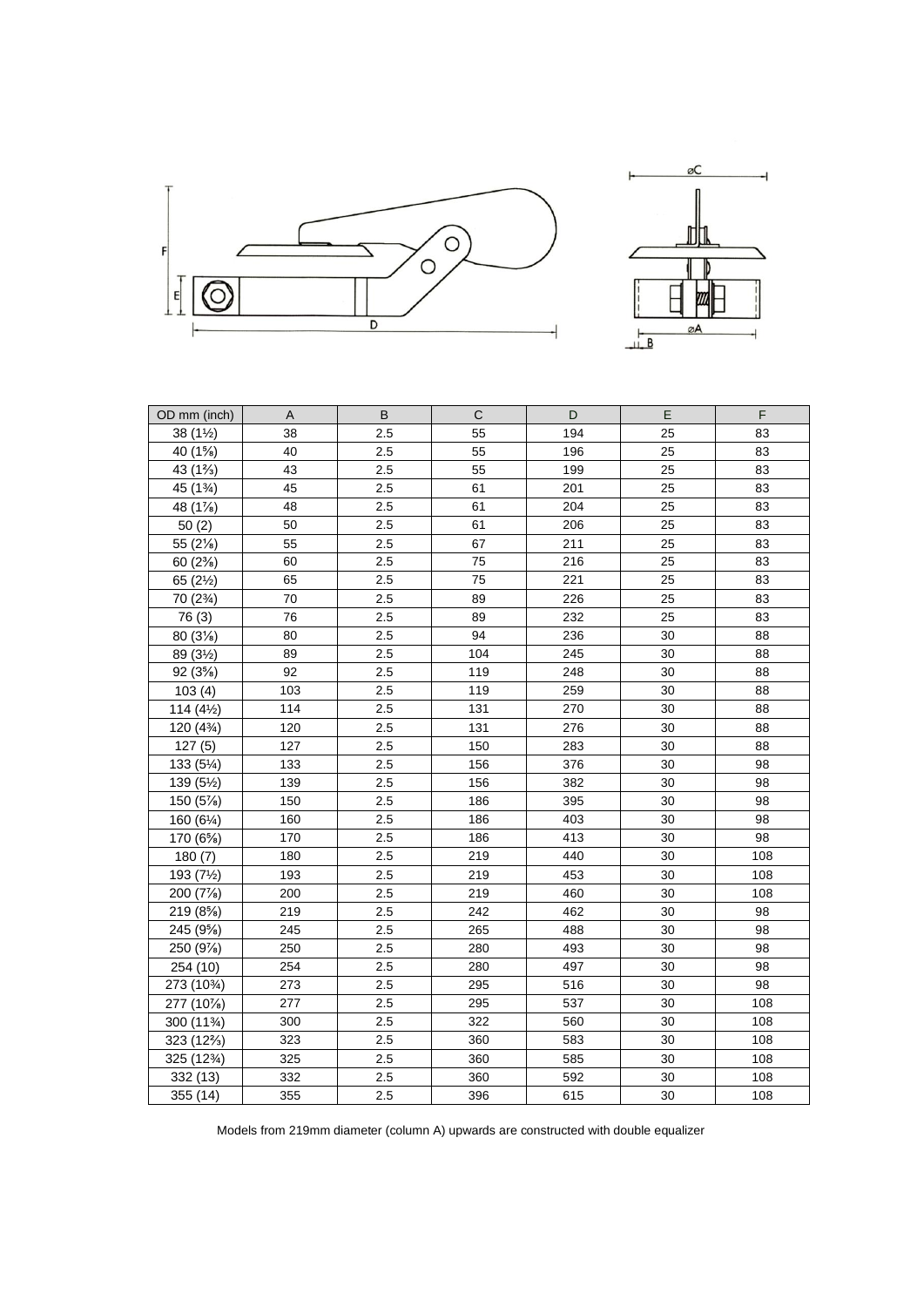| OD mm (inch) | A | B | C | D | E | F |
|---|---|---|---|---|---|---|
| 38 (1½) | 38 | 2.5 | 55 | 194 | 25 | 83 |
| 40 (1⅝) | 40 | 2.5 | 55 | 196 | 25 | 83 |
| 43 (1⅔) | 43 | 2.5 | 55 | 199 | 25 | 83 |
| 45 (1¾) | 45 | 2.5 | 61 | 201 | 25 | 83 |
| 48 (1⅞) | 48 | 2.5 | 61 | 204 | 25 | 83 |
| 50 (2) | 50 | 2.5 | 61 | 206 | 25 | 83 |
| 55 (2⅛) | 55 | 2.5 | 67 | 211 | 25 | 83 |
| 60 (2⅜) | 60 | 2.5 | 75 | 216 | 25 | 83 |
| 65 (2½) | 65 | 2.5 | 75 | 221 | 25 | 83 |
| 70 (2¾) | 70 | 2.5 | 89 | 226 | 25 | 83 |
| 76 (3) | 76 | 2.5 | 89 | 232 | 25 | 83 |
| 80 (3⅛) | 80 | 2.5 | 94 | 236 | 30 | 88 |
| 89 (3½) | 89 | 2.5 | 104 | 245 | 30 | 88 |
| 92 (3⅝) | 92 | 2.5 | 119 | 248 | 30 | 88 |
| 103 (4) | 103 | 2.5 | 119 | 259 | 30 | 88 |
| 114 (4½) | 114 | 2.5 | 131 | 270 | 30 | 88 |
| 120 (4¾) | 120 | 2.5 | 131 | 276 | 30 | 88 |
| 127 (5) | 127 | 2.5 | 150 | 283 | 30 | 88 |
| 133 (5¼) | 133 | 2.5 | 156 | 376 | 30 | 98 |
| 139 (5½) | 139 | 2.5 | 156 | 382 | 30 | 98 |
| 150 (5⅞) | 150 | 2.5 | 186 | 395 | 30 | 98 |
| 160 (6¼) | 160 | 2.5 | 186 | 403 | 30 | 98 |
| 170 (6⅝) | 170 | 2.5 | 186 | 413 | 30 | 98 |
| 180 (7) | 180 | 2.5 | 219 | 440 | 30 | 108 |
| 193 (7½) | 193 | 2.5 | 219 | 453 | 30 | 108 |
| 200 (7⅞) | 200 | 2.5 | 219 | 460 | 30 | 108 |
| 219 (8⅝) | 219 | 2.5 | 242 | 462 | 30 | 98 |
| 245 (9⅝) | 245 | 2.5 | 265 | 488 | 30 | 98 |
| 250 (9⅞) | 250 | 2.5 | 280 | 493 | 30 | 98 |
| 254 (10) | 254 | 2.5 | 280 | 497 | 30 | 98 |
| 273 (10¾) | 273 | 2.5 | 295 | 516 | 30 | 98 |
| 277 (10⅞) | 277 | 2.5 | 295 | 537 | 30 | 108 |
| 300 (11¾) | 300 | 2.5 | 322 | 560 | 30 | 108 |
| 323 (12⅔) | 323 | 2.5 | 360 | 583 | 30 | 108 |
| 325 (12¾) | 325 | 2.5 | 360 | 585 | 30 | 108 |
| 332 (13) | 332 | 2.5 | 360 | 592 | 30 | 108 |
| 355 (14) | 355 | 2.5 | 396 | 615 | 30 | 108 |

Models from 219mm diameter (column A) upwards are constructed with double equalizer